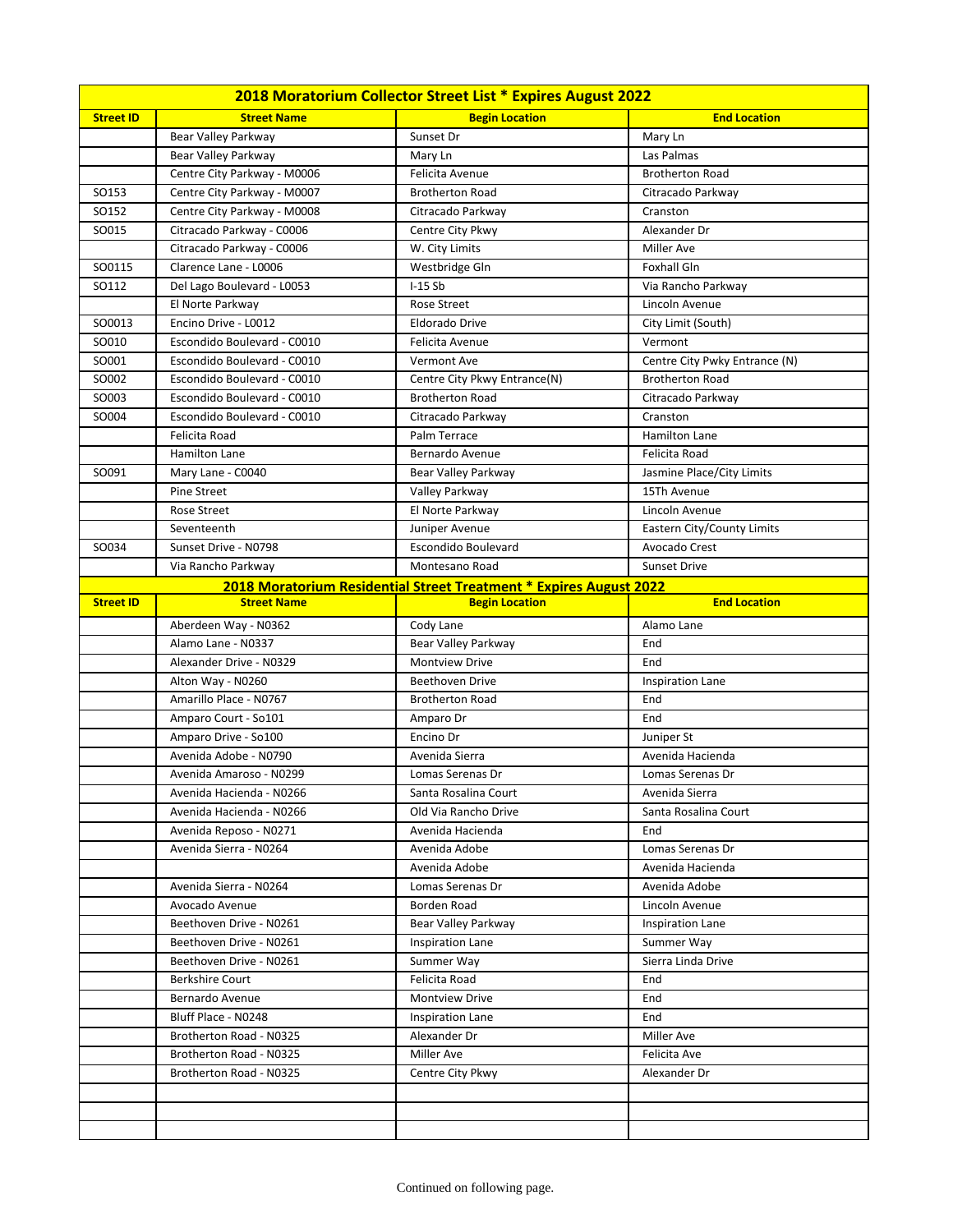| 2018 Moratorium Collector Street List * Expires August 2022 | | | |
|---|---|---|---|
| **Street ID** | **Street Name** | **Begin Location** | **End Location** |
| | Bear Valley Parkway | Sunset Dr | Mary Ln |
| | Bear Valley Parkway | Mary Ln | Las Palmas |
| | Centre City Parkway - M0006 | Felicita Avenue | Brotherton Road |
| SO153 | Centre City Parkway - M0007 | Brotherton Road | Citracado Parkway |
| SO152 | Centre City Parkway - M0008 | Citracado Parkway | Cranston |
| SO015 | Citracado Parkway - C0006 | Centre City Pkwy | Alexander Dr |
| | Citracado Parkway - C0006 | W. City Limits | Miller Ave |
| SO0115 | Clarence Lane - L0006 | Westbridge Gln | Foxhall Gln |
| SO112 | Del Lago Boulevard - L0053 | I-15 Sb | Via Rancho Parkway |
| | El Norte Parkway | Rose Street | Lincoln Avenue |
| SO0013 | Encino Drive - L0012 | Eldorado Drive | City Limit (South) |
| SO010 | Escondido Boulevard - C0010 | Felicita Avenue | Vermont |
| SO001 | Escondido Boulevard - C0010 | Vermont Ave | Centre City Pwky Entrance (N) |
| SO002 | Escondido Boulevard - C0010 | Centre City Pkwy Entrance(N) | Brotherton Road |
| SO003 | Escondido Boulevard - C0010 | Brotherton Road | Citracado Parkway |
| SO004 | Escondido Boulevard - C0010 | Citracado Parkway | Cranston |
| | Felicita Road | Palm Terrace | Hamilton Lane |
| | Hamilton Lane | Bernardo Avenue | Felicita Road |
| SO091 | Mary Lane - C0040 | Bear Valley Parkway | Jasmine Place/City Limits |
| | Pine Street | Valley Parkway | 15Th Avenue |
| | Rose Street | El Norte Parkway | Lincoln Avenue |
| | Seventeenth | Juniper Avenue | Eastern City/County Limits |
| SO034 | Sunset Drive - N0798 | Escondido Boulevard | Avocado Crest |
| | Via Rancho Parkway | Montesano Road | Sunset Drive |

| 2018 Moratorium Residential Street Treatment * Expires August 2022 | | | |
|---|---|---|---|
| **Street ID** | **Street Name** | **Begin Location** | **End Location** |
| | Aberdeen Way - N0362 | Cody Lane | Alamo Lane |
| | Alamo Lane - N0337 | Bear Valley Parkway | End |
| | Alexander Drive - N0329 | Montview Drive | End |
| | Alton Way - N0260 | Beethoven Drive | Inspiration Lane |
| | Amarillo Place - N0767 | Brotherton Road | End |
| | Amparo Court - So101 | Amparo Dr | End |
| | Amparo Drive - So100 | Encino Dr | Juniper St |
| | Avenida Adobe - N0790 | Avenida Sierra | Avenida Hacienda |
| | Avenida Amaroso - N0299 | Lomas Serenas Dr | Lomas Serenas Dr |
| | Avenida Hacienda - N0266 | Santa Rosalina Court | Avenida Sierra |
| | Avenida Hacienda - N0266 | Old Via Rancho Drive | Santa Rosalina Court |
| | Avenida Reposo - N0271 | Avenida Hacienda | End |
| | Avenida Sierra - N0264 | Avenida Adobe | Lomas Serenas Dr |
| | | Avenida Adobe | Avenida Hacienda |
| | Avenida Sierra - N0264 | Lomas Serenas Dr | Avenida Adobe |
| | Avocado Avenue | Borden Road | Lincoln Avenue |
| | Beethoven Drive - N0261 | Bear Valley Parkway | Inspiration Lane |
| | Beethoven Drive - N0261 | Inspiration Lane | Summer Way |
| | Beethoven Drive - N0261 | Summer Way | Sierra Linda Drive |
| | Berkshire Court | Felicita Road | End |
| | Bernardo Avenue | Montview Drive | End |
| | Bluff Place - N0248 | Inspiration Lane | End |
| | Brotherton Road - N0325 | Alexander Dr | Miller Ave |
| | Brotherton Road - N0325 | Miller Ave | Felicita Ave |
| | Brotherton Road - N0325 | Centre City Pkwy | Alexander Dr |
| | | | |
| | | | |
| | | | |

Continued on following page.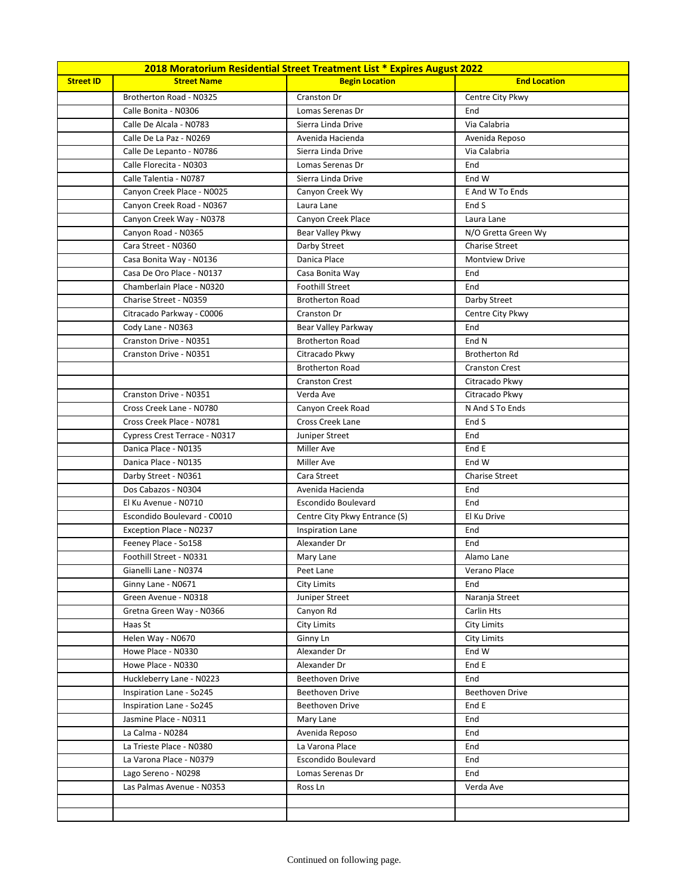| 2018 Moratorium Residential Street Treatment List * Expires August 2022 | | | |
|---|---|---|---|
| **Street ID** | **Street Name** | **Begin Location** | **End Location** |
| | Brotherton Road - N0325 | Cranston Dr | Centre City Pkwy |
| | Calle Bonita - N0306 | Lomas Serenas Dr | End |
| | Calle De Alcala - N0783 | Sierra Linda Drive | Via Calabria |
| | Calle De La Paz - N0269 | Avenida Hacienda | Avenida Reposo |
| | Calle De Lepanto - N0786 | Sierra Linda Drive | Via Calabria |
| | Calle Florecita - N0303 | Lomas Serenas Dr | End |
| | Calle Talentia - N0787 | Sierra Linda Drive | End W |
| | Canyon Creek Place - N0025 | Canyon Creek Wy | E And W To Ends |
| | Canyon Creek Road - N0367 | Laura Lane | End S |
| | Canyon Creek Way - N0378 | Canyon Creek Place | Laura Lane |
| | Canyon Road - N0365 | Bear Valley Pkwy | N/O Gretta Green Wy |
| | Cara Street - N0360 | Darby Street | Charise Street |
| | Casa Bonita Way - N0136 | Danica Place | Montview Drive |
| | Casa De Oro Place - N0137 | Casa Bonita Way | End |
| | Chamberlain Place - N0320 | Foothill Street | End |
| | Charise Street - N0359 | Brotherton Road | Darby Street |
| | Citracado Parkway - C0006 | Cranston Dr | Centre City Pkwy |
| | Cody Lane - N0363 | Bear Valley Parkway | End |
| | Cranston Drive - N0351 | Brotherton Road | End N |
| | Cranston Drive - N0351 | Citracado Pkwy | Brotherton Rd |
| | | Brotherton Road | Cranston Crest |
| | | Cranston Crest | Citracado Pkwy |
| | Cranston Drive - N0351 | Verda Ave | Citracado Pkwy |
| | Cross Creek Lane - N0780 | Canyon Creek Road | N And S To Ends |
| | Cross Creek Place - N0781 | Cross Creek Lane | End S |
| | Cypress Crest Terrace - N0317 | Juniper Street | End |
| | Danica Place - N0135 | Miller Ave | End E |
| | Danica Place - N0135 | Miller Ave | End W |
| | Darby Street - N0361 | Cara Street | Charise Street |
| | Dos Cabazos - N0304 | Avenida Hacienda | End |
| | El Ku Avenue - N0710 | Escondido Boulevard | End |
| | Escondido Boulevard - C0010 | Centre City Pkwy Entrance (S) | El Ku Drive |
| | Exception Place - N0237 | Inspiration Lane | End |
| | Feeney Place - So158 | Alexander Dr | End |
| | Foothill Street - N0331 | Mary Lane | Alamo Lane |
| | Gianelli Lane - N0374 | Peet Lane | Verano Place |
| | Ginny Lane - N0671 | City Limits | End |
| | Green Avenue - N0318 | Juniper Street | Naranja Street |
| | Gretna Green Way - N0366 | Canyon Rd | Carlin Hts |
| | Haas St | City Limits | City Limits |
| | Helen Way - N0670 | Ginny Ln | City Limits |
| | Howe Place - N0330 | Alexander Dr | End W |
| | Howe Place - N0330 | Alexander Dr | End E |
| | Huckleberry Lane - N0223 | Beethoven Drive | End |
| | Inspiration Lane - So245 | Beethoven Drive | Beethoven Drive |
| | Inspiration Lane - So245 | Beethoven Drive | End E |
| | Jasmine Place - N0311 | Mary Lane | End |
| | La Calma - N0284 | Avenida Reposo | End |
| | La Trieste Place - N0380 | La Varona Place | End |
| | La Varona Place - N0379 | Escondido Boulevard | End |
| | Lago Sereno - N0298 | Lomas Serenas Dr | End |
| | Las Palmas Avenue - N0353 | Ross Ln | Verda Ave |
| | | | |
| | | | |

Continued on following page.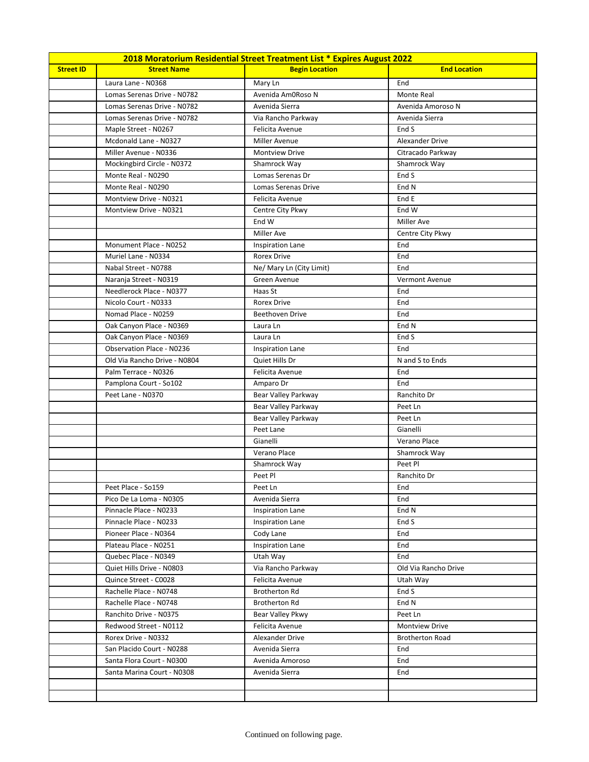| 2018 Moratorium Residential Street Treatment List * Expires August 2022 | | | |
|---|---|---|---|
| **Street ID** | **Street Name** | **Begin Location** | **End Location** |
| | Laura Lane - N0368 | Mary Ln | End |
| | Lomas Serenas Drive - N0782 | Avenida Am0Roso N | Monte Real |
| | Lomas Serenas Drive - N0782 | Avenida Sierra | Avenida Amoroso N |
| | Lomas Serenas Drive - N0782 | Via Rancho Parkway | Avenida Sierra |
| | Maple Street - N0267 | Felicita Avenue | End S |
| | Mcdonald Lane - N0327 | Miller Avenue | Alexander Drive |
| | Miller Avenue - N0336 | Montview Drive | Citracado Parkway |
| | Mockingbird Circle - N0372 | Shamrock Way | Shamrock Way |
| | Monte Real - N0290 | Lomas Serenas Dr | End S |
| | Monte Real - N0290 | Lomas Serenas Drive | End N |
| | Montview Drive - N0321 | Felicita Avenue | End E |
| | Montview Drive - N0321 | Centre City Pkwy | End W |
| | | End W | Miller Ave |
| | | Miller Ave | Centre City Pkwy |
| | Monument Place - N0252 | Inspiration Lane | End |
| | Muriel Lane - N0334 | Rorex Drive | End |
| | Nabal Street - N0788 | Ne/ Mary Ln (City Limit) | End |
| | Naranja Street - N0319 | Green Avenue | Vermont Avenue |
| | Needlerock Place - N0377 | Haas St | End |
| | Nicolo Court - N0333 | Rorex Drive | End |
| | Nomad Place - N0259 | Beethoven Drive | End |
| | Oak Canyon Place - N0369 | Laura Ln | End N |
| | Oak Canyon Place - N0369 | Laura Ln | End S |
| | Observation Place - N0236 | Inspiration Lane | End |
| | Old Via Rancho Drive - N0804 | Quiet Hills Dr | N and S to Ends |
| | Palm Terrace - N0326 | Felicita Avenue | End |
| | Pamplona Court - So102 | Amparo Dr | End |
| | Peet Lane - N0370 | Bear Valley Parkway | Ranchito Dr |
| | | Bear Valley Parkway | Peet Ln |
| | | Bear Valley Parkway | Peet Ln |
| | | Peet Lane | Gianelli |
| | | Gianelli | Verano Place |
| | | Verano Place | Shamrock Way |
| | | Shamrock Way | Peet Pl |
| | | Peet Pl | Ranchito Dr |
| | Peet Place - So159 | Peet Ln | End |
| | Pico De La Loma - N0305 | Avenida Sierra | End |
| | Pinnacle Place - N0233 | Inspiration Lane | End N |
| | Pinnacle Place - N0233 | Inspiration Lane | End S |
| | Pioneer Place - N0364 | Cody Lane | End |
| | Plateau Place - N0251 | Inspiration Lane | End |
| | Quebec Place - N0349 | Utah Way | End |
| | Quiet Hills Drive - N0803 | Via Rancho Parkway | Old Via Rancho Drive |
| | Quince Street - C0028 | Felicita Avenue | Utah Way |
| | Rachelle Place - N0748 | Brotherton Rd | End S |
| | Rachelle Place - N0748 | Brotherton Rd | End N |
| | Ranchito Drive - N0375 | Bear Valley Pkwy | Peet Ln |
| | Redwood Street - N0112 | Felicita Avenue | Montview Drive |
| | Rorex Drive - N0332 | Alexander Drive | Brotherton Road |
| | San Placido Court - N0288 | Avenida Sierra | End |
| | Santa Flora Court - N0300 | Avenida Amoroso | End |
| | Santa Marina Court - N0308 | Avenida Sierra | End |
| | | | |
| | | | |

Continued on following page.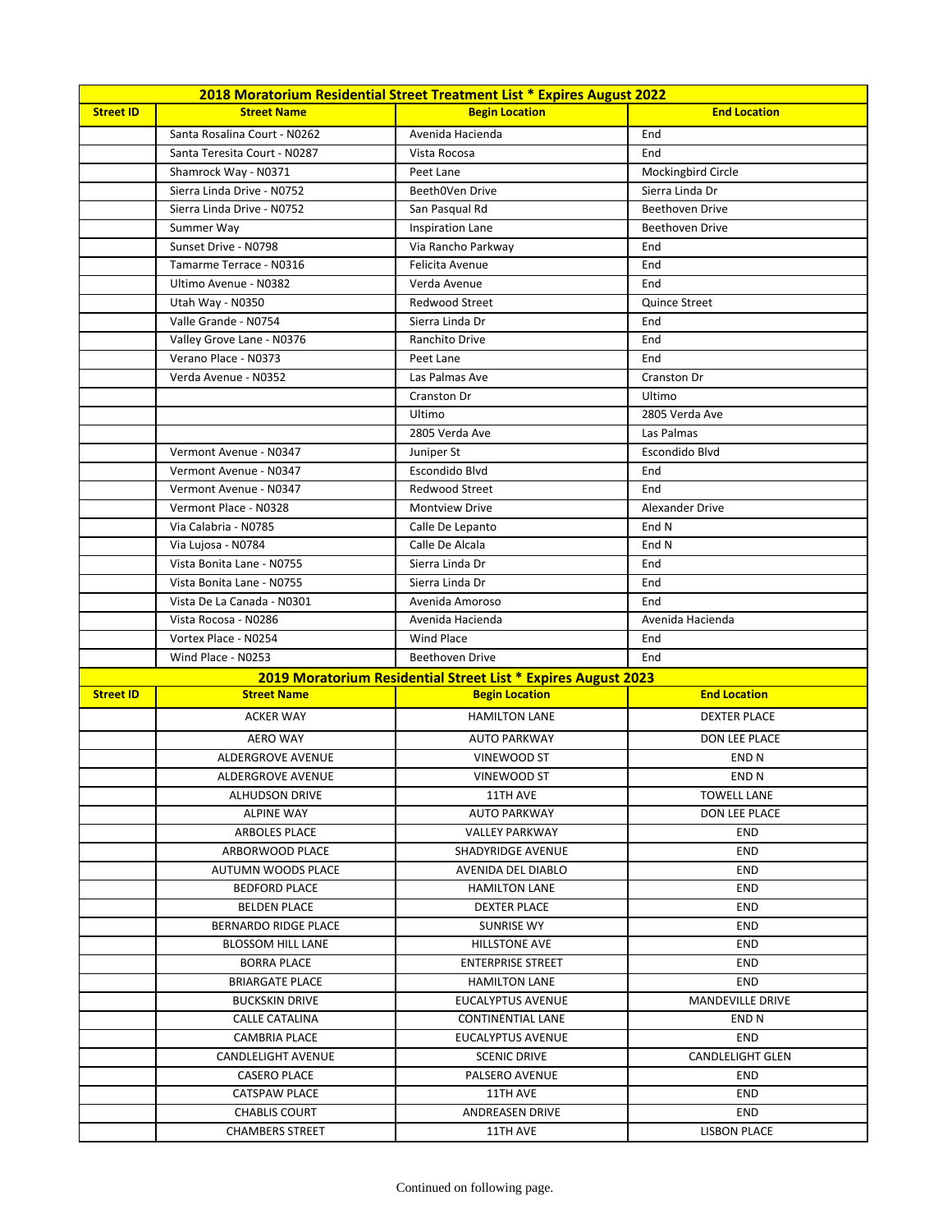| 2018 Moratorium Residential Street Treatment List * Expires August 2022 | | | |
|---|---|---|---|
| **Street ID** | **Street Name** | **Begin Location** | **End Location** |
| | Santa Rosalina Court - N0262 | Avenida Hacienda | End |
| | Santa Teresita Court - N0287 | Vista Rocosa | End |
| | Shamrock Way - N0371 | Peet Lane | Mockingbird Circle |
| | Sierra Linda Drive - N0752 | Beeth0Ven Drive | Sierra Linda Dr |
| | Sierra Linda Drive - N0752 | San Pasqual Rd | Beethoven Drive |
| | Summer Way | Inspiration Lane | Beethoven Drive |
| | Sunset Drive - N0798 | Via Rancho Parkway | End |
| | Tamarme Terrace - N0316 | Felicita Avenue | End |
| | Ultimo Avenue - N0382 | Verda Avenue | End |
| | Utah Way - N0350 | Redwood Street | Quince Street |
| | Valle Grande - N0754 | Sierra Linda Dr | End |
| | Valley Grove Lane - N0376 | Ranchito Drive | End |
| | Verano Place - N0373 | Peet Lane | End |
| | Verda Avenue - N0352 | Las Palmas Ave | Cranston Dr |
| | | Cranston Dr | Ultimo |
| | | Ultimo | 2805 Verda Ave |
| | | 2805 Verda Ave | Las Palmas |
| | Vermont Avenue - N0347 | Juniper St | Escondido Blvd |
| | Vermont Avenue - N0347 | Escondido Blvd | End |
| | Vermont Avenue - N0347 | Redwood Street | End |
| | Vermont Place - N0328 | Montview Drive | Alexander Drive |
| | Via Calabria - N0785 | Calle De Lepanto | End N |
| | Via Lujosa - N0784 | Calle De Alcala | End N |
| | Vista Bonita Lane - N0755 | Sierra Linda Dr | End |
| | Vista Bonita Lane - N0755 | Sierra Linda Dr | End |
| | Vista De La Canada - N0301 | Avenida Amoroso | End |
| | Vista Rocosa - N0286 | Avenida Hacienda | Avenida Hacienda |
| | Vortex Place - N0254 | Wind Place | End |
| | Wind Place - N0253 | Beethoven Drive | End |

| 2019 Moratorium Residential Street List * Expires August 2023 | | | |
|---|---|---|---|
| **Street ID** | **Street Name** | **Begin Location** | **End Location** |
| | ACKER WAY | HAMILTON LANE | DEXTER PLACE |
| | AERO WAY | AUTO PARKWAY | DON LEE PLACE |
| | ALDERGROVE AVENUE | VINEWOOD ST | END N |
| | ALDERGROVE AVENUE | VINEWOOD ST | END N |
| | ALHUDSON DRIVE | 11TH AVE | TOWELL LANE |
| | ALPINE WAY | AUTO PARKWAY | DON LEE PLACE |
| | ARBOLES PLACE | VALLEY PARKWAY | END |
| | ARBORWOOD PLACE | SHADYRIDGE AVENUE | END |
| | AUTUMN WOODS PLACE | AVENIDA DEL DIABLO | END |
| | BEDFORD PLACE | HAMILTON LANE | END |
| | BELDEN PLACE | DEXTER PLACE | END |
| | BERNARDO RIDGE PLACE | SUNRISE WY | END |
| | BLOSSOM HILL LANE | HILLSTONE AVE | END |
| | BORRA PLACE | ENTERPRISE STREET | END |
| | BRIARGATE PLACE | HAMILTON LANE | END |
| | BUCKSKIN DRIVE | EUCALYPTUS AVENUE | MANDEVILLE DRIVE |
| | CALLE CATALINA | CONTINENTIAL LANE | END N |
| | CAMBRIA PLACE | EUCALYPTUS AVENUE | END |
| | CANDLELIGHT AVENUE | SCENIC DRIVE | CANDLELIGHT GLEN |
| | CASERO PLACE | PALSERO AVENUE | END |
| | CATSPAW PLACE | 11TH AVE | END |
| | CHABLIS COURT | ANDREASEN DRIVE | END |
| | CHAMBERS STREET | 11TH AVE | LISBON PLACE |

Continued on following page.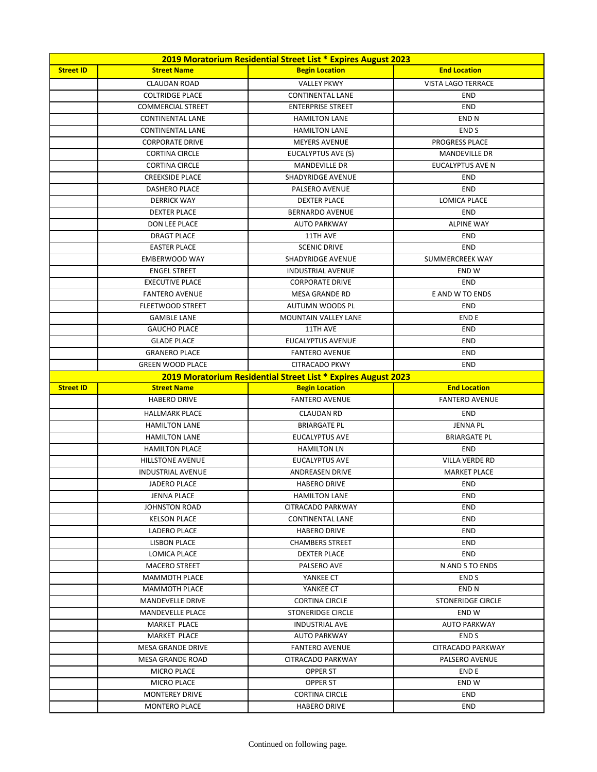| 2019 Moratorium Residential Street List * Expires August 2023 | | | |
|---|---|---|---|
| **Street ID** | **Street Name** | **Begin Location** | **End Location** |
| | CLAUDAN ROAD | VALLEY PKWY | VISTA LAGO TERRACE |
| | COLTRIDGE PLACE | CONTINENTAL LANE | END |
| | COMMERCIAL STREET | ENTERPRISE STREET | END |
| | CONTINENTAL LANE | HAMILTON LANE | END N |
| | CONTINENTAL LANE | HAMILTON LANE | END S |
| | CORPORATE DRIVE | MEYERS AVENUE | PROGRESS PLACE |
| | CORTINA CIRCLE | EUCALYPTUS AVE (S) | MANDEVILLE DR |
| | CORTINA CIRCLE | MANDEVILLE DR | EUCALYPTUS AVE N |
| | CREEKSIDE PLACE | SHADYRIDGE AVENUE | END |
| | DASHERO PLACE | PALSERO AVENUE | END |
| | DERRICK WAY | DEXTER PLACE | LOMICA PLACE |
| | DEXTER PLACE | BERNARDO AVENUE | END |
| | DON LEE PLACE | AUTO PARKWAY | ALPINE WAY |
| | DRAGT PLACE | 11TH AVE | END |
| | EASTER PLACE | SCENIC DRIVE | END |
| | EMBERWOOD WAY | SHADYRIDGE AVENUE | SUMMERCREEK WAY |
| | ENGEL STREET | INDUSTRIAL AVENUE | END W |
| | EXECUTIVE PLACE | CORPORATE DRIVE | END |
| | FANTERO AVENUE | MESA GRANDE RD | E AND W TO ENDS |
| | FLEETWOOD STREET | AUTUMN WOODS PL | END |
| | GAMBLE LANE | MOUNTAIN VALLEY LANE | END E |
| | GAUCHO PLACE | 11TH AVE | END |
| | GLADE PLACE | EUCALYPTUS AVENUE | END |
| | GRANERO PLACE | FANTERO AVENUE | END |
| | GREEN WOOD PLACE | CITRACADO PKWY | END |
| **2019 Moratorium Residential Street List * Expires August 2023** | | | |
| **Street ID** | **Street Name** | **Begin Location** | **End Location** |
| | HABERO DRIVE | FANTERO AVENUE | FANTERO AVENUE |
| | HALLMARK PLACE | CLAUDAN RD | END |
| | HAMILTON LANE | BRIARGATE PL | JENNA PL |
| | HAMILTON LANE | EUCALYPTUS AVE | BRIARGATE PL |
| | HAMILTON PLACE | HAMILTON LN | END |
| | HILLSTONE AVENUE | EUCALYPTUS AVE | VILLA VERDE RD |
| | INDUSTRIAL AVENUE | ANDREASEN DRIVE | MARKET PLACE |
| | JADERO PLACE | HABERO DRIVE | END |
| | JENNA PLACE | HAMILTON LANE | END |
| | JOHNSTON ROAD | CITRACADO PARKWAY | END |
| | KELSON PLACE | CONTINENTAL LANE | END |
| | LADERO PLACE | HABERO DRIVE | END |
| | LISBON PLACE | CHAMBERS STREET | END |
| | LOMICA PLACE | DEXTER PLACE | END |
| | MACERO STREET | PALSERO AVE | N AND S TO ENDS |
| | MAMMOTH PLACE | YANKEE CT | END S |
| | MAMMOTH PLACE | YANKEE CT | END N |
| | MANDEVELLE DRIVE | CORTINA CIRCLE | STONERIDGE CIRCLE |
| | MANDEVELLE PLACE | STONERIDGE CIRCLE | END W |
| | MARKET PLACE | INDUSTRIAL AVE | AUTO PARKWAY |
| | MARKET PLACE | AUTO PARKWAY | END S |
| | MESA GRANDE DRIVE | FANTERO AVENUE | CITRACADO PARKWAY |
| | MESA GRANDE ROAD | CITRACADO PARKWAY | PALSERO AVENUE |
| | MICRO PLACE | OPPER ST | END E |
| | MICRO PLACE | OPPER ST | END W |
| | MONTEREY DRIVE | CORTINA CIRCLE | END |
| | MONTERO PLACE | HABERO DRIVE | END |

Continued on following page.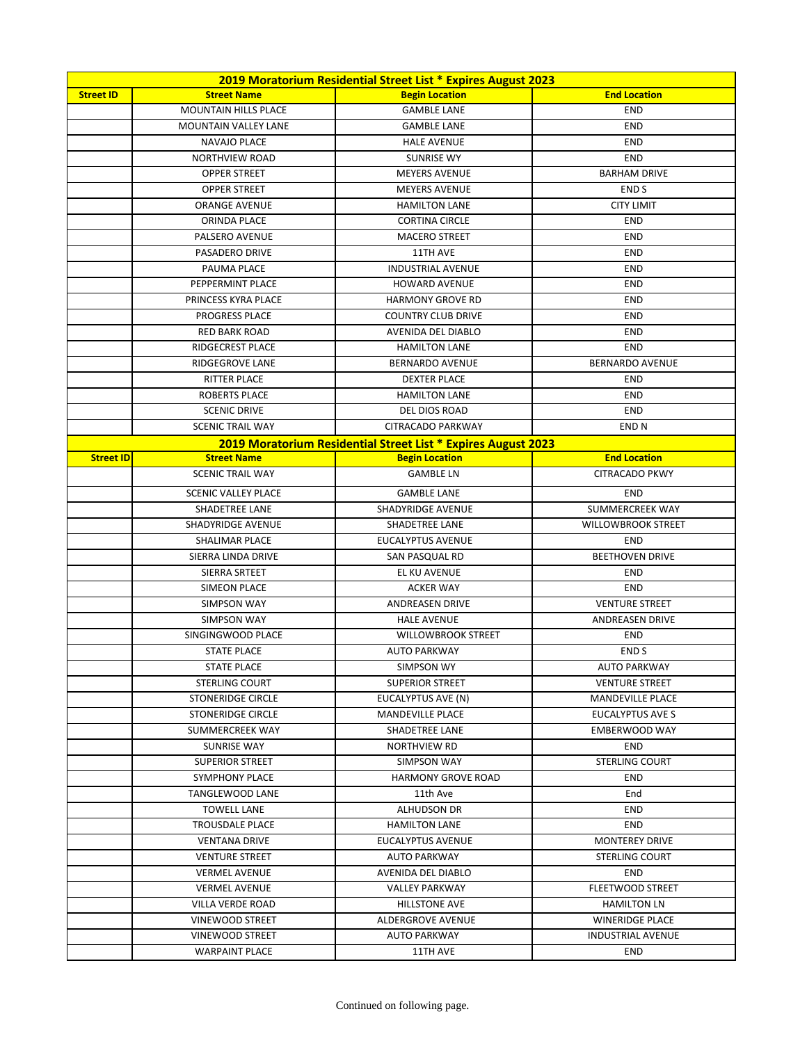| 2019 Moratorium Residential Street List * Expires August 2023 | | | |
|---|---|---|---|
| **Street ID** | **Street Name** | **Begin Location** | **End Location** |
| | MOUNTAIN HILLS PLACE | GAMBLE LANE | END |
| | MOUNTAIN VALLEY LANE | GAMBLE LANE | END |
| | NAVAJO PLACE | HALE AVENUE | END |
| | NORTHVIEW ROAD | SUNRISE WY | END |
| | OPPER STREET | MEYERS AVENUE | BARHAM DRIVE |
| | OPPER STREET | MEYERS AVENUE | END S |
| | ORANGE AVENUE | HAMILTON LANE | CITY LIMIT |
| | ORINDA PLACE | CORTINA CIRCLE | END |
| | PALSERO AVENUE | MACERO STREET | END |
| | PASADERO DRIVE | 11TH AVE | END |
| | PAUMA PLACE | INDUSTRIAL AVENUE | END |
| | PEPPERMINT PLACE | HOWARD AVENUE | END |
| | PRINCESS KYRA PLACE | HARMONY GROVE RD | END |
| | PROGRESS PLACE | COUNTRY CLUB DRIVE | END |
| | RED BARK ROAD | AVENIDA DEL DIABLO | END |
| | RIDGECREST PLACE | HAMILTON LANE | END |
| | RIDGEGROVE LANE | BERNARDO AVENUE | BERNARDO AVENUE |
| | RITTER PLACE | DEXTER PLACE | END |
| | ROBERTS PLACE | HAMILTON LANE | END |
| | SCENIC DRIVE | DEL DIOS ROAD | END |
| | SCENIC TRAIL WAY | CITRACADO PARKWAY | END N |
| | SCENIC TRAIL WAY | GAMBLE LN | CITRACADO PKWY |
| | SCENIC VALLEY PLACE | GAMBLE LANE | END |
| | SHADETREE LANE | SHADYRIDGE AVENUE | SUMMERCREEK WAY |
| | SHADYRIDGE AVENUE | SHADETREE LANE | WILLOWBROOK STREET |
| | SHALIMAR PLACE | EUCALYPTUS AVENUE | END |
| | SIERRA LINDA DRIVE | SAN PASQUAL RD | BEETHOVEN DRIVE |
| | SIERRA SRTEET | EL KU AVENUE | END |
| | SIMEON PLACE | ACKER WAY | END |
| | SIMPSON WAY | ANDREASEN DRIVE | VENTURE STREET |
| | SIMPSON WAY | HALE AVENUE | ANDREASEN DRIVE |
| | SINGINGWOOD PLACE | WILLOWBROOK STREET | END |
| | STATE PLACE | AUTO PARKWAY | END S |
| | STATE PLACE | SIMPSON WY | AUTO PARKWAY |
| | STERLING COURT | SUPERIOR STREET | VENTURE STREET |
| | STONERIDGE CIRCLE | EUCALYPTUS AVE (N) | MANDEVILLE PLACE |
| | STONERIDGE CIRCLE | MANDEVILLE PLACE | EUCALYPTUS AVE S |
| | SUMMERCREEK WAY | SHADETREE LANE | EMBERWOOD WAY |
| | SUNRISE WAY | NORTHVIEW RD | END |
| | SUPERIOR STREET | SIMPSON WAY | STERLING COURT |
| | SYMPHONY PLACE | HARMONY GROVE ROAD | END |
| | TANGLEWOOD LANE | 11th Ave | End |
| | TOWELL LANE | ALHUDSON DR | END |
| | TROUSDALE PLACE | HAMILTON LANE | END |
| | VENTANA DRIVE | EUCALYPTUS AVENUE | MONTEREY DRIVE |
| | VENTURE STREET | AUTO PARKWAY | STERLING COURT |
| | VERMEL AVENUE | AVENIDA DEL DIABLO | END |
| | VERMEL AVENUE | VALLEY PARKWAY | FLEETWOOD STREET |
| | VILLA VERDE ROAD | HILLSTONE AVE | HAMILTON LN |
| | VINEWOOD STREET | ALDERGROVE AVENUE | WINERIDGE PLACE |
| | VINEWOOD STREET | AUTO PARKWAY | INDUSTRIAL AVENUE |
| | WARPAINT PLACE | 11TH AVE | END |

Continued on following page.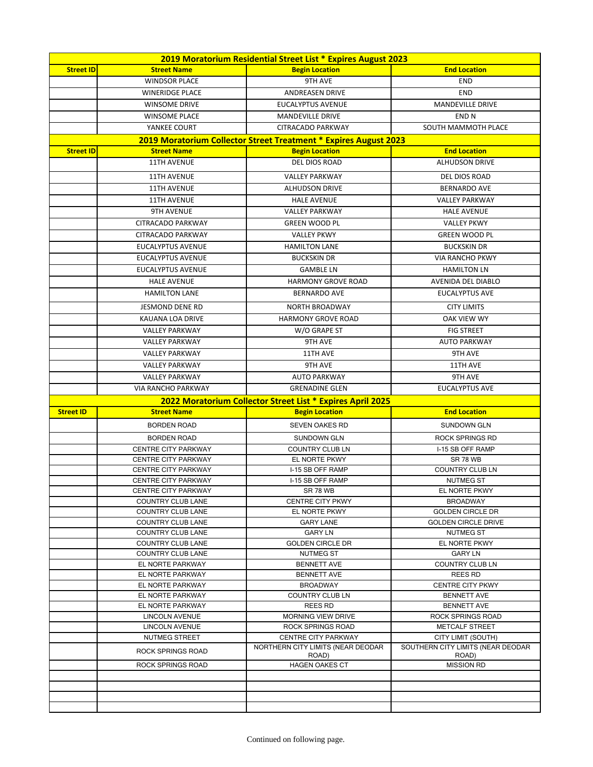| 2019 Moratorium Residential Street List * Expires August 2023 | | | |
|---|---|---|---|
| **Street ID** | **Street Name** | **Begin Location** | **End Location** |
| | WINDSOR PLACE | 9TH AVE | END |
| | WINERIDGE PLACE | ANDREASEN DRIVE | END |
| | WINSOME DRIVE | EUCALYPTUS AVENUE | MANDEVILLE DRIVE |
| | WINSOME PLACE | MANDEVILLE DRIVE | END N |
| | YANKEE COURT | CITRACADO PARKWAY | SOUTH MAMMOTH PLACE |

| 2019 Moratorium Collector Street Treatment * Expires August 2023 | | | |
|---|---|---|---|
| **Street ID** | **Street Name** | **Begin Location** | **End Location** |
| | 11TH AVENUE | DEL DIOS ROAD | ALHUDSON DRIVE |
| | 11TH AVENUE | VALLEY PARKWAY | DEL DIOS ROAD |
| | 11TH AVENUE | ALHUDSON DRIVE | BERNARDO AVE |
| | 11TH AVENUE | HALE AVENUE | VALLEY PARKWAY |
| | 9TH AVENUE | VALLEY PARKWAY | HALE AVENUE |
| | CITRACADO PARKWAY | GREEN WOOD PL | VALLEY PKWY |
| | CITRACADO PARKWAY | VALLEY PKWY | GREEN WOOD PL |
| | EUCALYPTUS AVENUE | HAMILTON LANE | BUCKSKIN DR |
| | EUCALYPTUS AVENUE | BUCKSKIN DR | VIA RANCHO PKWY |
| | EUCALYPTUS AVENUE | GAMBLE LN | HAMILTON LN |
| | HALE AVENUE | HARMONY GROVE ROAD | AVENIDA DEL DIABLO |
| | HAMILTON LANE | BERNARDO AVE | EUCALYPTUS AVE |
| | JESMOND DENE RD | NORTH BROADWAY | CITY LIMITS |
| | KAUANA LOA DRIVE | HARMONY GROVE ROAD | OAK VIEW WY |
| | VALLEY PARKWAY | W/O GRAPE ST | FIG STREET |
| | VALLEY PARKWAY | 9TH AVE | AUTO PARKWAY |
| | VALLEY PARKWAY | 11TH AVE | 9TH AVE |
| | VALLEY PARKWAY | 9TH AVE | 11TH AVE |
| | VALLEY PARKWAY | AUTO PARKWAY | 9TH AVE |
| | VIA RANCHO PARKWAY | GRENADINE GLEN | EUCALYPTUS AVE |

| 2022 Moratorium Collector Street List * Expires April 2025 | | | |
|---|---|---|---|
| **Street ID** | **Street Name** | **Begin Location** | **End Location** |
| | BORDEN ROAD | SEVEN OAKES RD | SUNDOWN GLN |
| | BORDEN ROAD | SUNDOWN GLN | ROCK SPRINGS RD |
| | CENTRE CITY PARKWAY | COUNTRY CLUB LN | I-15 SB OFF RAMP |
| | CENTRE CITY PARKWAY | EL NORTE PKWY | SR 78 WB |
| | CENTRE CITY PARKWAY | I-15 SB OFF RAMP | COUNTRY CLUB LN |
| | CENTRE CITY PARKWAY | I-15 SB OFF RAMP | NUTMEG ST |
| | CENTRE CITY PARKWAY | SR 78 WB | EL NORTE PKWY |
| | COUNTRY CLUB LANE | CENTRE CITY PKWY | BROADWAY |
| | COUNTRY CLUB LANE | EL NORTE PKWY | GOLDEN CIRCLE DR |
| | COUNTRY CLUB LANE | GARY LANE | GOLDEN CIRCLE DRIVE |
| | COUNTRY CLUB LANE | GARY LN | NUTMEG ST |
| | COUNTRY CLUB LANE | GOLDEN CIRCLE DR | EL NORTE PKWY |
| | COUNTRY CLUB LANE | NUTMEG ST | GARY LN |
| | EL NORTE PARKWAY | BENNETT AVE | COUNTRY CLUB LN |
| | EL NORTE PARKWAY | BENNETT AVE | REES RD |
| | EL NORTE PARKWAY | BROADWAY | CENTRE CITY PKWY |
| | EL NORTE PARKWAY | COUNTRY CLUB LN | BENNETT AVE |
| | EL NORTE PARKWAY | REES RD | BENNETT AVE |
| | LINCOLN AVENUE | MORNING VIEW DRIVE | ROCK SPRINGS ROAD |
| | LINCOLN AVENUE | ROCK SPRINGS ROAD | METCALF STREET |
| | NUTMEG STREET | CENTRE CITY PARKWAY | CITY LIMIT (SOUTH) |
| | ROCK SPRINGS ROAD | NORTHERN CITY LIMITS (NEAR DEODAR ROAD) | SOUTHERN CITY LIMITS (NEAR DEODAR ROAD) |
| | ROCK SPRINGS ROAD | HAGEN OAKES CT | MISSION RD |
| | | | |
| | | | |
| | | | |
| | | | |

Continued on following page.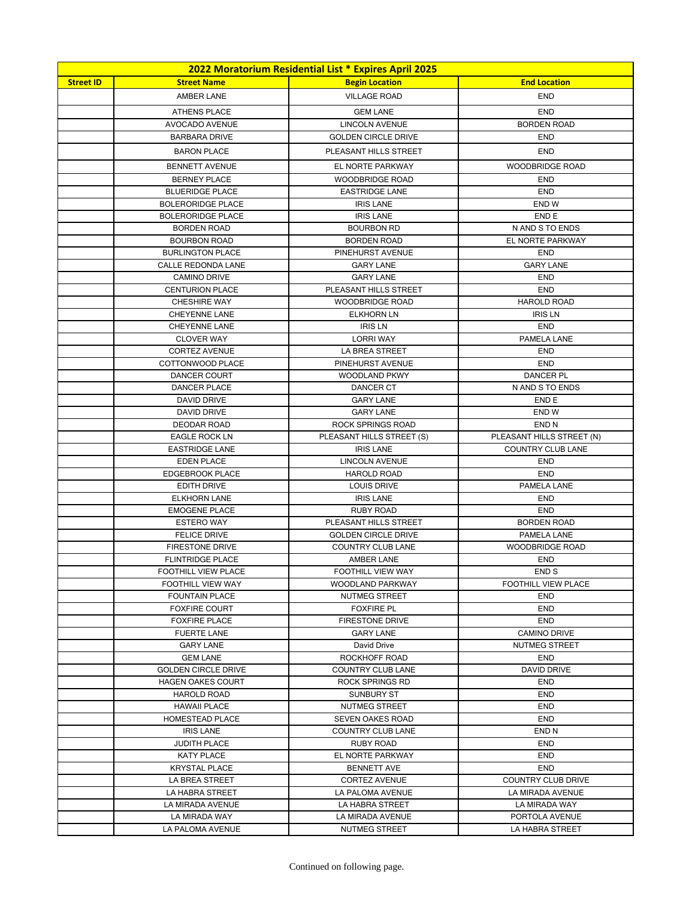| 2022 Moratorium Residential List * Expires April 2025 | | | |
|---|---|---|---|
| **Street ID** | **Street Name** | **Begin Location** | **End Location** |
| | AMBER LANE | VILLAGE ROAD | END |
| | ATHENS PLACE | GEM LANE | END |
| | AVOCADO AVENUE | LINCOLN AVENUE | BORDEN ROAD |
| | BARBARA DRIVE | GOLDEN CIRCLE DRIVE | END |
| | BARON PLACE | PLEASANT HILLS STREET | END |
| | BENNETT AVENUE | EL NORTE PARKWAY | WOODBRIDGE ROAD |
| | BERNEY PLACE | WOODBRIDGE ROAD | END |
| | BLUERIDGE PLACE | EASTRIDGE LANE | END |
| | BOLERORIDGE PLACE | IRIS LANE | END W |
| | BOLERORIDGE PLACE | IRIS LANE | END E |
| | BORDEN ROAD | BOURBON RD | N AND S TO ENDS |
| | BOURBON ROAD | BORDEN ROAD | EL NORTE PARKWAY |
| | BURLINGTON PLACE | PINEHURST AVENUE | END |
| | CALLE REDONDA LANE | GARY LANE | GARY LANE |
| | CAMINO DRIVE | GARY LANE | END |
| | CENTURION PLACE | PLEASANT HILLS STREET | END |
| | CHESHIRE WAY | WOODBRIDGE ROAD | HAROLD ROAD |
| | CHEYENNE LANE | ELKHORN LN | IRIS LN |
| | CHEYENNE LANE | IRIS LN | END |
| | CLOVER WAY | LORRI WAY | PAMELA LANE |
| | CORTEZ AVENUE | LA BREA STREET | END |
| | COTTONWOOD PLACE | PINEHURST AVENUE | END |
| | DANCER COURT | WOODLAND PKWY | DANCER PL |
| | DANCER PLACE | DANCER CT | N AND S TO ENDS |
| | DAVID DRIVE | GARY LANE | END E |
| | DAVID DRIVE | GARY LANE | END W |
| | DEODAR ROAD | ROCK SPRINGS ROAD | END N |
| | EAGLE ROCK LN | PLEASANT HILLS STREET (S) | PLEASANT HILLS STREET (N) |
| | EASTRIDGE LANE | IRIS LANE | COUNTRY CLUB LANE |
| | EDEN PLACE | LINCOLN AVENUE | END |
| | EDGEBROOK PLACE | HAROLD ROAD | END |
| | EDITH DRIVE | LOUIS DRIVE | PAMELA LANE |
| | ELKHORN LANE | IRIS LANE | END |
| | EMOGENE PLACE | RUBY ROAD | END |
| | ESTERO WAY | PLEASANT HILLS STREET | BORDEN ROAD |
| | FELICE DRIVE | GOLDEN CIRCLE DRIVE | PAMELA LANE |
| | FIRESTONE DRIVE | COUNTRY CLUB LANE | WOODBRIDGE ROAD |
| | FLINTRIDGE PLACE | AMBER LANE | END |
| | FOOTHILL VIEW PLACE | FOOTHILL VIEW WAY | END S |
| | FOOTHILL VIEW WAY | WOODLAND PARKWAY | FOOTHILL VIEW PLACE |
| | FOUNTAIN PLACE | NUTMEG STREET | END |
| | FOXFIRE COURT | FOXFIRE PL | END |
| | FOXFIRE PLACE | FIRESTONE DRIVE | END |
| | FUERTE LANE | GARY LANE | CAMINO DRIVE |
| | GARY LANE | David Drive | NUTMEG STREET |
| | GEM LANE | ROCKHOFF ROAD | END |
| | GOLDEN CIRCLE DRIVE | COUNTRY CLUB LANE | DAVID DRIVE |
| | HAGEN OAKES COURT | ROCK SPRINGS RD | END |
| | HAROLD ROAD | SUNBURY ST | END |
| | HAWAII PLACE | NUTMEG STREET | END |
| | HOMESTEAD PLACE | SEVEN OAKES ROAD | END |
| | IRIS LANE | COUNTRY CLUB LANE | END N |
| | JUDITH PLACE | RUBY ROAD | END |
| | KATY PLACE | EL NORTE PARKWAY | END |
| | KRYSTAL PLACE | BENNETT AVE | END |
| | LA BREA STREET | CORTEZ AVENUE | COUNTRY CLUB DRIVE |
| | LA HABRA STREET | LA PALOMA AVENUE | LA MIRADA AVENUE |
| | LA MIRADA AVENUE | LA HABRA STREET | LA MIRADA WAY |
| | LA MIRADA WAY | LA MIRADA AVENUE | PORTOLA AVENUE |
| | LA PALOMA AVENUE | NUTMEG STREET | LA HABRA STREET |

Continued on following page.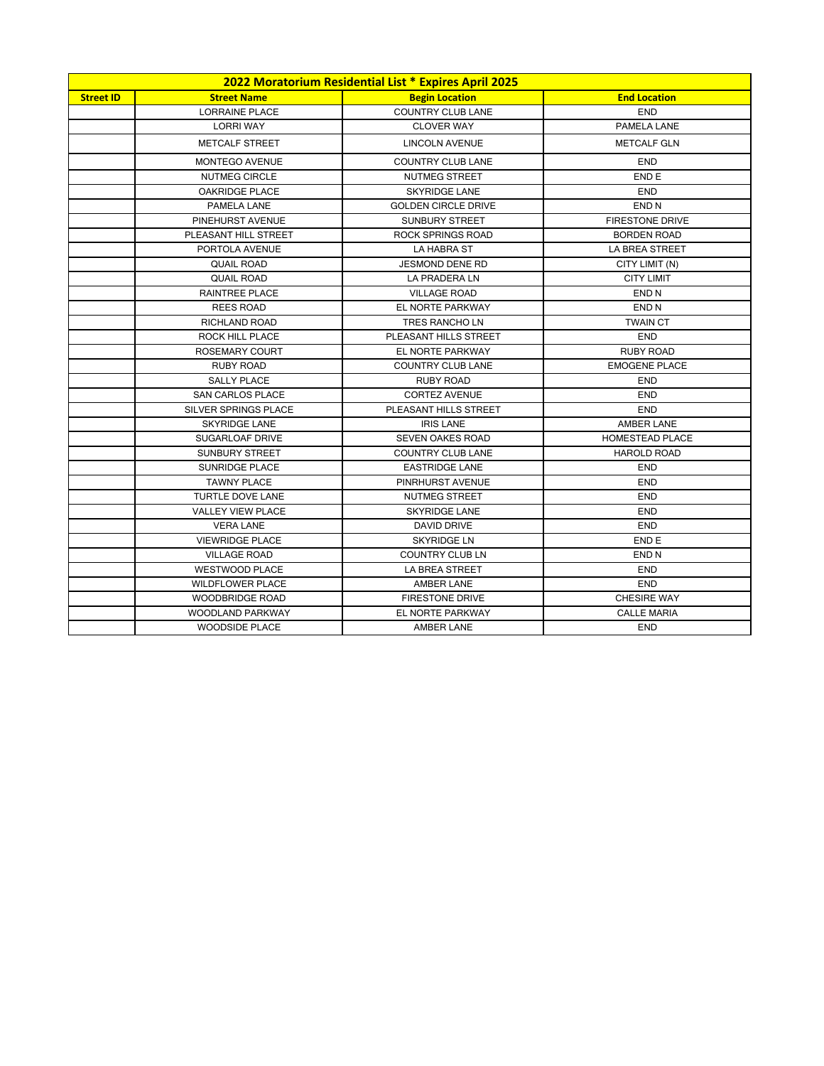| 2022 Moratorium Residential List * Expires April 2025 | | | |
|---|---|---|---|
| **Street ID** | **Street Name** | **Begin Location** | **End Location** |
| | LORRAINE PLACE | COUNTRY CLUB LANE | END |
| | LORRI WAY | CLOVER WAY | PAMELA LANE |
| | METCALF STREET | LINCOLN AVENUE | METCALF GLN |
| | MONTEGO AVENUE | COUNTRY CLUB LANE | END |
| | NUTMEG CIRCLE | NUTMEG STREET | END E |
| | OAKRIDGE PLACE | SKYRIDGE LANE | END |
| | PAMELA LANE | GOLDEN CIRCLE DRIVE | END N |
| | PINEHURST AVENUE | SUNBURY STREET | FIRESTONE DRIVE |
| | PLEASANT HILL STREET | ROCK SPRINGS ROAD | BORDEN ROAD |
| | PORTOLA AVENUE | LA HABRA ST | LA BREA STREET |
| | QUAIL ROAD | JESMOND DENE RD | CITY LIMIT (N) |
| | QUAIL ROAD | LA PRADERA LN | CITY LIMIT |
| | RAINTREE PLACE | VILLAGE ROAD | END N |
| | REES ROAD | EL NORTE PARKWAY | END N |
| | RICHLAND ROAD | TRES RANCHO LN | TWAIN CT |
| | ROCK HILL PLACE | PLEASANT HILLS STREET | END |
| | ROSEMARY COURT | EL NORTE PARKWAY | RUBY ROAD |
| | RUBY ROAD | COUNTRY CLUB LANE | EMOGENE PLACE |
| | SALLY PLACE | RUBY ROAD | END |
| | SAN CARLOS PLACE | CORTEZ AVENUE | END |
| | SILVER SPRINGS PLACE | PLEASANT HILLS STREET | END |
| | SKYRIDGE LANE | IRIS LANE | AMBER LANE |
| | SUGARLOAF DRIVE | SEVEN OAKES ROAD | HOMESTEAD PLACE |
| | SUNBURY STREET | COUNTRY CLUB LANE | HAROLD ROAD |
| | SUNRIDGE PLACE | EASTRIDGE LANE | END |
| | TAWNY PLACE | PINRHURST AVENUE | END |
| | TURTLE DOVE LANE | NUTMEG STREET | END |
| | VALLEY VIEW PLACE | SKYRIDGE LANE | END |
| | VERA LANE | DAVID DRIVE | END |
| | VIEWRIDGE PLACE | SKYRIDGE LN | END E |
| | VILLAGE ROAD | COUNTRY CLUB LN | END N |
| | WESTWOOD PLACE | LA BREA STREET | END |
| | WILDFLOWER PLACE | AMBER LANE | END |
| | WOODBRIDGE ROAD | FIRESTONE DRIVE | CHESIRE WAY |
| | WOODLAND PARKWAY | EL NORTE PARKWAY | CALLE MARIA |
| | WOODSIDE PLACE | AMBER LANE | END |